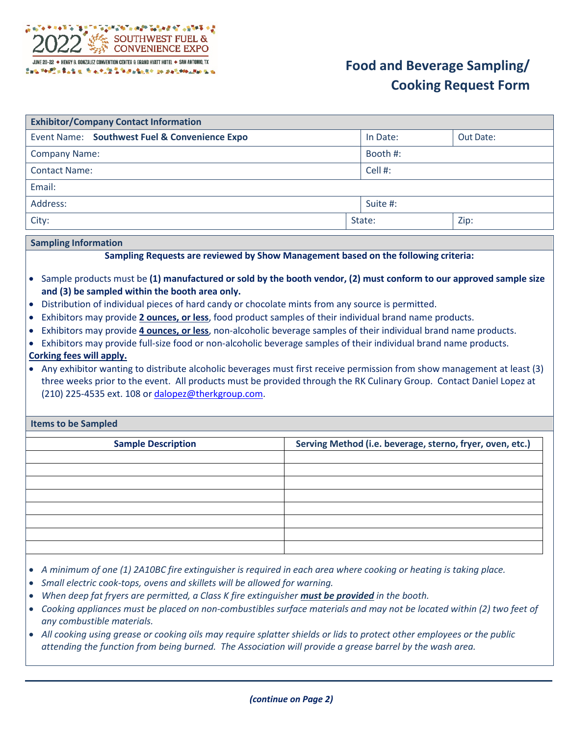2022 SOUTHWEST FUEL & CONVENIENCE EXPO

JUNE 20-22 ◆ HENRY B. GONZALEZ CONVENTION CENTER & GRAND HYATT HOTEL ◆ SAN ANTONIO, TX

# Food and Beverage Sampling/ Cooking Request Form

| **Exhibitor/Company Contact Information** | | |
|---|---|---|
| Event Name: **Southwest Fuel & Convenience Expo** | In Date: | Out Date: |
| Company Name: | Booth #: | |
| Contact Name: | Cell #: | |
| Email: | | |
| Address: | Suite #: | |
| City: | State: | Zip: |

## Sampling Information

**Sampling Requests are reviewed by Show Management based on the following criteria:**

- Sample products must be **(1) manufactured or sold by the booth vendor, (2) must conform to our approved sample size and (3) be sampled within the booth area only.**
- Distribution of individual pieces of hard candy or chocolate mints from any source is permitted.
- Exhibitors may provide **2 ounces, or less**, food product samples of their individual brand name products.
- Exhibitors may provide **4 ounces, or less**, non-alcoholic beverage samples of their individual brand name products.
- Exhibitors may provide full-size food or non-alcoholic beverage samples of their individual brand name products.

**Corking fees will apply.**

- Any exhibitor wanting to distribute alcoholic beverages must first receive permission from show management at least (3) three weeks prior to the event. All products must be provided through the RK Culinary Group. Contact Daniel Lopez at (210) 225-4535 ext. 108 or dalopez@therkgroup.com.

## Items to be Sampled

| Sample Description | Serving Method (i.e. beverage, sterno, fryer, oven, etc.) |
|---|---|
| | |
| | |
| | |
| | |
| | |
| | |
| | |
| | |

- *A minimum of one (1) 2A10BC fire extinguisher is required in each area where cooking or heating is taking place.*
- *Small electric cook-tops, ovens and skillets will be allowed for warning.*
- *When deep fat fryers are permitted, a Class K fire extinguisher **must be provided** in the booth.*
- *Cooking appliances must be placed on non-combustibles surface materials and may not be located within (2) two feet of any combustible materials.*
- *All cooking using grease or cooking oils may require splatter shields or lids to protect other employees or the public attending the function from being burned. The Association will provide a grease barrel by the wash area.*

***(continue on Page 2)***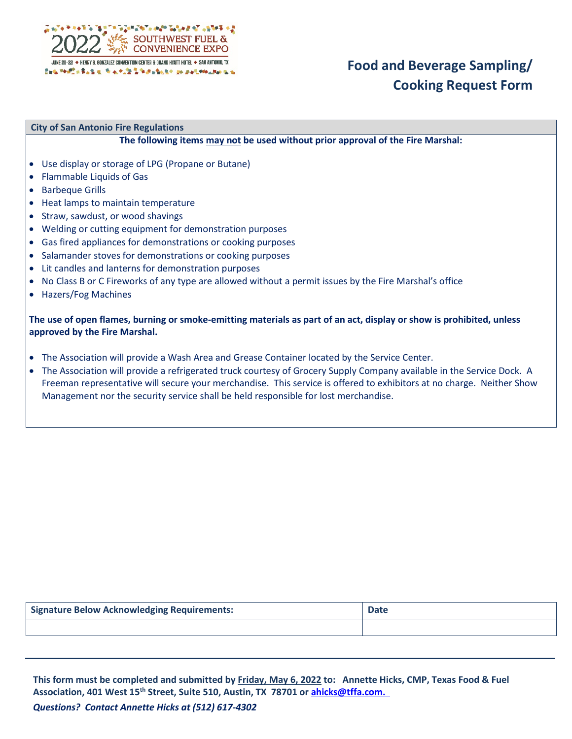2022 SOUTHWEST FUEL & CONVENIENCE EXPO
JUNE 20-22 ◆ HENRY B. GONZALEZ CONVENTION CENTER & GRAND HYATT HOTEL ◆ SAN ANTONIO, TX

# Food and Beverage Sampling/ Cooking Request Form

**City of San Antonio Fire Regulations**

**The following items may not be used without prior approval of the Fire Marshal:**

- Use display or storage of LPG (Propane or Butane)
- Flammable Liquids of Gas
- Barbeque Grills
- Heat lamps to maintain temperature
- Straw, sawdust, or wood shavings
- Welding or cutting equipment for demonstration purposes
- Gas fired appliances for demonstrations or cooking purposes
- Salamander stoves for demonstrations or cooking purposes
- Lit candles and lanterns for demonstration purposes
- No Class B or C Fireworks of any type are allowed without a permit issues by the Fire Marshal's office
- Hazers/Fog Machines

**The use of open flames, burning or smoke-emitting materials as part of an act, display or show is prohibited, unless approved by the Fire Marshal.**

- The Association will provide a Wash Area and Grease Container located by the Service Center.
- The Association will provide a refrigerated truck courtesy of Grocery Supply Company available in the Service Dock. A Freeman representative will secure your merchandise. This service is offered to exhibitors at no charge. Neither Show Management nor the security service shall be held responsible for lost merchandise.

| Signature Below Acknowledging Requirements: | Date |
|---|---|
| | |

**This form must be completed and submitted by Friday, May 6, 2022 to: Annette Hicks, CMP, Texas Food & Fuel Association, 401 West 15th Street, Suite 510, Austin, TX 78701 or ahicks@tffa.com.**

***Questions? Contact Annette Hicks at (512) 617-4302***